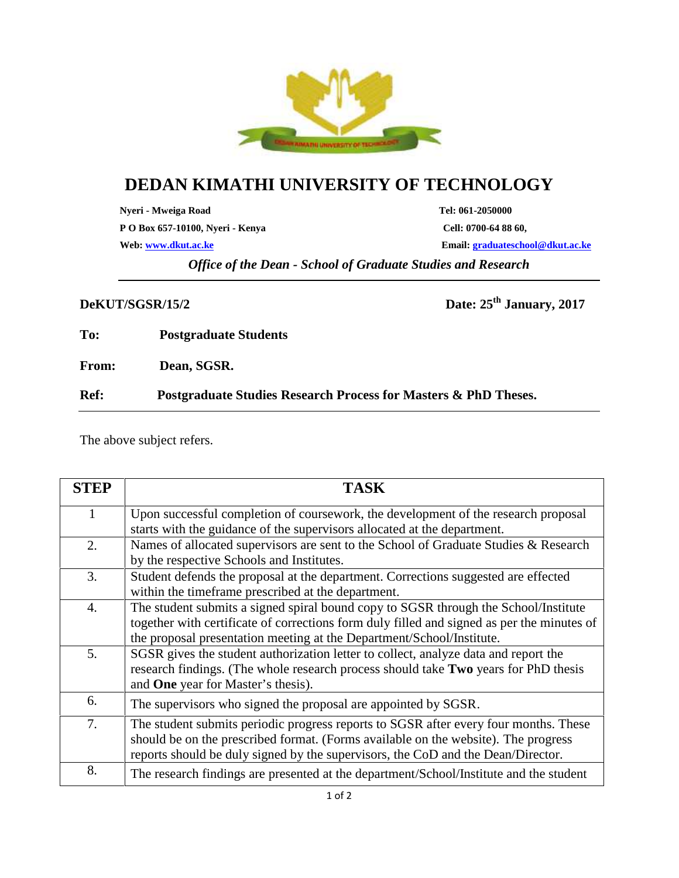# DEDAN KIMATHI UNIVERSITY OF TECHNOLOGY

**Nyeri - Mweiga Road** **Tel: 061-2050000**
**P O Box 657-10100, Nyeri - Kenya** **Cell: 0700-64 88 60,**
**Web: www.dkut.ac.ke** **Email: graduateschool@dkut.ac.ke**

***Office of the Dean - School of Graduate Studies and Research***

---

**DeKUT/SGSR/15/2** **Date: 25th January, 2017**

**To:** **Postgraduate Students**

**From:** **Dean, SGSR.**

**Ref:** **Postgraduate Studies Research Process for Masters & PhD Theses.**

---

The above subject refers.

| STEP | TASK |
|---|---|
| 1 | Upon successful completion of coursework, the development of the research proposal starts with the guidance of the supervisors allocated at the department. |
| 2. | Names of allocated supervisors are sent to the School of Graduate Studies & Research by the respective Schools and Institutes. |
| 3. | Student defends the proposal at the department. Corrections suggested are effected within the timeframe prescribed at the department. |
| 4. | The student submits a signed spiral bound copy to SGSR through the School/Institute together with certificate of corrections form duly filled and signed as per the minutes of the proposal presentation meeting at the Department/School/Institute. |
| 5. | SGSR gives the student authorization letter to collect, analyze data and report the research findings. (The whole research process should take **Two** years for PhD thesis and **One** year for Master's thesis). |
| 6. | The supervisors who signed the proposal are appointed by SGSR. |
| 7. | The student submits periodic progress reports to SGSR after every four months. These should be on the prescribed format. (Forms available on the website). The progress reports should be duly signed by the supervisors, the CoD and the Dean/Director. |
| 8. | The research findings are presented at the department/School/Institute and the student |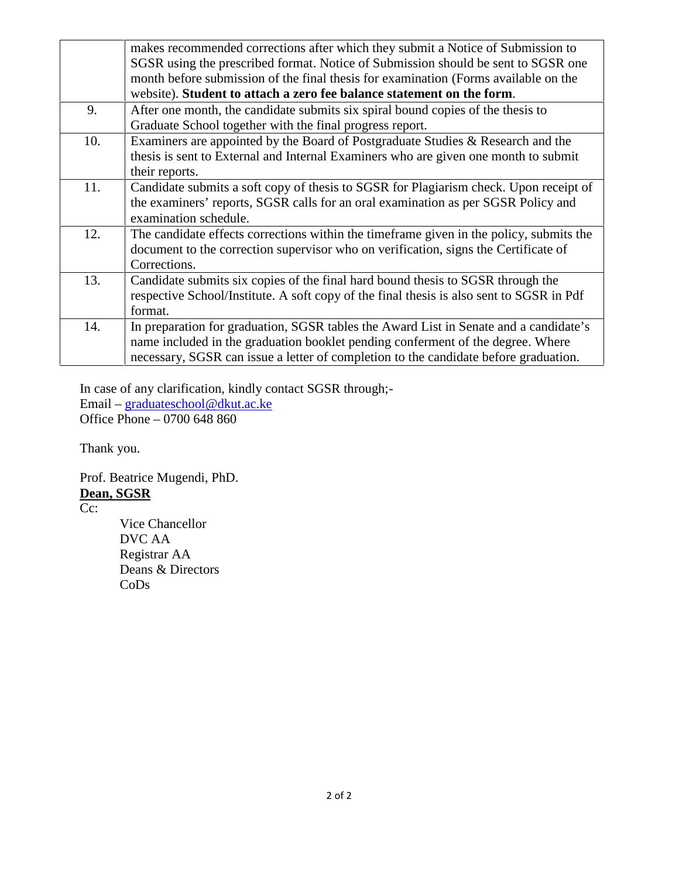| | |
|---|---|
| | makes recommended corrections after which they submit a Notice of Submission to SGSR using the prescribed format. Notice of Submission should be sent to SGSR one month before submission of the final thesis for examination (Forms available on the website). **Student to attach a zero fee balance statement on the form**. |
| 9. | After one month, the candidate submits six spiral bound copies of the thesis to Graduate School together with the final progress report. |
| 10. | Examiners are appointed by the Board of Postgraduate Studies & Research and the thesis is sent to External and Internal Examiners who are given one month to submit their reports. |
| 11. | Candidate submits a soft copy of thesis to SGSR for Plagiarism check. Upon receipt of the examiners' reports, SGSR calls for an oral examination as per SGSR Policy and examination schedule. |
| 12. | The candidate effects corrections within the timeframe given in the policy, submits the document to the correction supervisor who on verification, signs the Certificate of Corrections. |
| 13. | Candidate submits six copies of the final hard bound thesis to SGSR through the respective School/Institute. A soft copy of the final thesis is also sent to SGSR in Pdf format. |
| 14. | In preparation for graduation, SGSR tables the Award List in Senate and a candidate's name included in the graduation booklet pending conferment of the degree. Where necessary, SGSR can issue a letter of completion to the candidate before graduation. |

In case of any clarification, kindly contact SGSR through;-
Email – graduateschool@dkut.ac.ke
Office Phone – 0700 648 860

Thank you.

Prof. Beatrice Mugendi, PhD.
**Dean, SGSR**

Cc:

Vice Chancellor
DVC AA
Registrar AA
Deans & Directors
CoDs